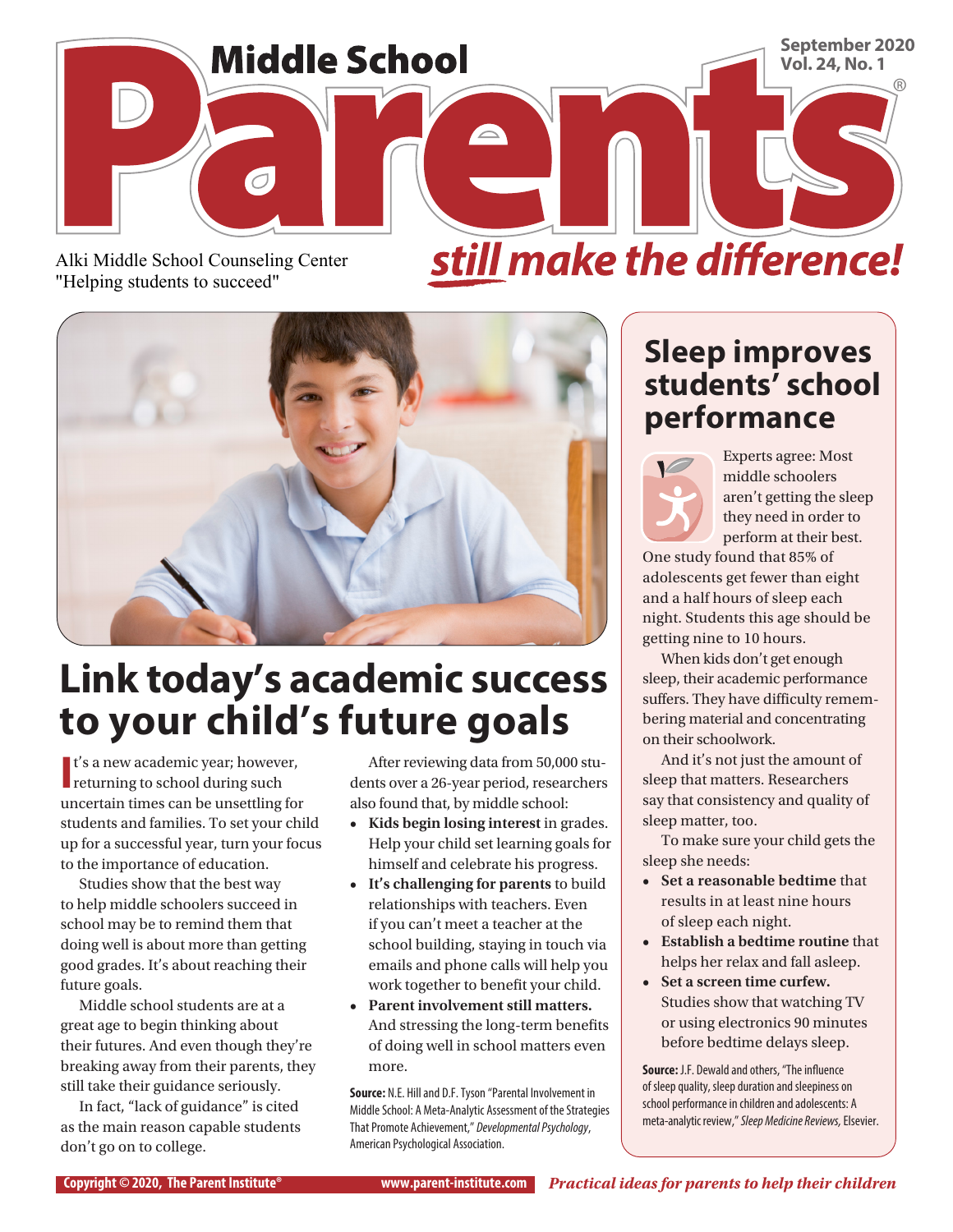# Middle School Parents still make the difference!

September 2020
Vol. 24, No. 1

Alki Middle School Counseling Center
"Helping students to succeed"

## Link today's academic success to your child's future goals

It's a new academic year; however, returning to school during such uncertain times can be unsettling for students and families. To set your child up for a successful year, turn your focus to the importance of education.

Studies show that the best way to help middle schoolers succeed in school may be to remind them that doing well is about more than getting good grades. It's about reaching their future goals.

Middle school students are at a great age to begin thinking about their futures. And even though they're breaking away from their parents, they still take their guidance seriously.

In fact, "lack of guidance" is cited as the main reason capable students don't go on to college.

After reviewing data from 50,000 students over a 26-year period, researchers also found that, by middle school:

- **Kids begin losing interest** in grades. Help your child set learning goals for himself and celebrate his progress.
- **It's challenging for parents** to build relationships with teachers. Even if you can't meet a teacher at the school building, staying in touch via emails and phone calls will help you work together to benefit your child.
- **Parent involvement still matters.** And stressing the long-term benefits of doing well in school matters even more.

**Source:** N.E. Hill and D.F. Tyson "Parental Involvement in Middle School: A Meta-Analytic Assessment of the Strategies That Promote Achievement," *Developmental Psychology*, American Psychological Association.

## Sleep improves students' school performance

Experts agree: Most middle schoolers aren't getting the sleep they need in order to perform at their best. One study found that 85% of adolescents get fewer than eight and a half hours of sleep each night. Students this age should be getting nine to 10 hours.

When kids don't get enough sleep, their academic performance suffers. They have difficulty remembering material and concentrating on their schoolwork.

And it's not just the amount of sleep that matters. Researchers say that consistency and quality of sleep matter, too.

To make sure your child gets the sleep she needs:

- **Set a reasonable bedtime** that results in at least nine hours of sleep each night.
- **Establish a bedtime routine** that helps her relax and fall asleep.
- **Set a screen time curfew.** Studies show that watching TV or using electronics 90 minutes before bedtime delays sleep.

**Source:** J.F. Dewald and others, "The influence of sleep quality, sleep duration and sleepiness on school performance in children and adolescents: A meta-analytic review," *Sleep Medicine Reviews,* Elsevier.

Copyright © 2020, The Parent Institute® www.parent-institute.com *Practical ideas for parents to help their children*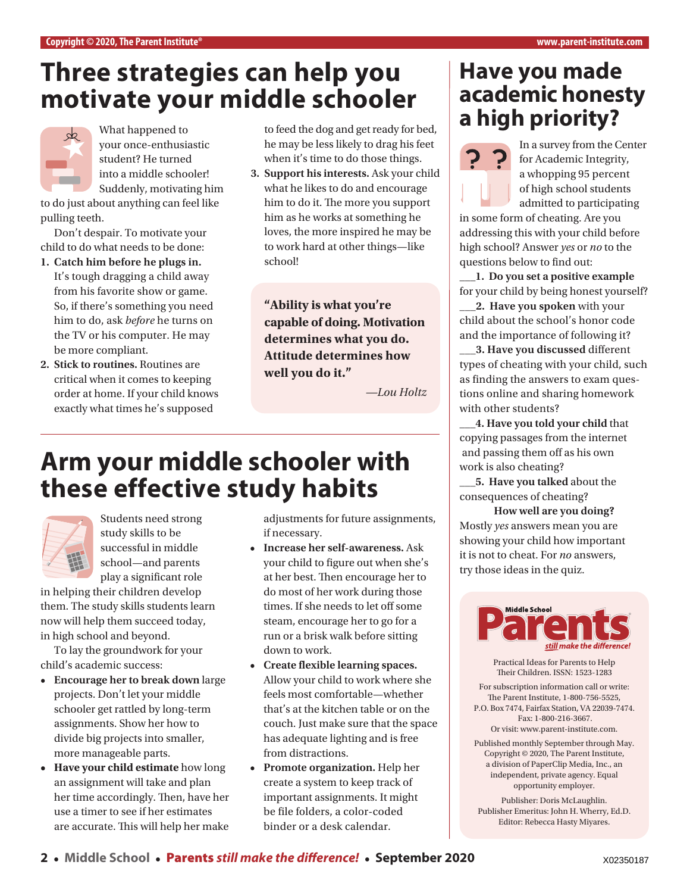# Three strategies can help you motivate your middle schooler

What happened to your once-enthusiastic student? He turned into a middle schooler! Suddenly, motivating him to do just about anything can feel like pulling teeth.

Don't despair. To motivate your child to do what needs to be done:

1. **Catch him before he plugs in.** It's tough dragging a child away from his favorite show or game. So, if there's something you need him to do, ask *before* he turns on the TV or his computer. He may be more compliant.
2. **Stick to routines.** Routines are critical when it comes to keeping order at home. If your child knows exactly what times he's supposed to feed the dog and get ready for bed, he may be less likely to drag his feet when it's time to do those things.
3. **Support his interests.** Ask your child what he likes to do and encourage him to do it. The more you support him as he works at something he loves, the more inspired he may be to work hard at other things—like school!

> **"Ability is what you're capable of doing. Motivation determines what you do. Attitude determines how well you do it."**
>
> *—Lou Holtz*

# Arm your middle schooler with these effective study habits

Students need strong study skills to be successful in middle school—and parents play a significant role in helping their children develop them. The study skills students learn now will help them succeed today, in high school and beyond.

To lay the groundwork for your child's academic success:

- **Encourage her to break down** large projects. Don't let your middle schooler get rattled by long-term assignments. Show her how to divide big projects into smaller, more manageable parts.
- **Have your child estimate** how long an assignment will take and plan her time accordingly. Then, have her use a timer to see if her estimates are accurate. This will help her make adjustments for future assignments, if necessary.
- **Increase her self-awareness.** Ask your child to figure out when she's at her best. Then encourage her to do most of her work during those times. If she needs to let off some steam, encourage her to go for a run or a brisk walk before sitting down to work.
- **Create flexible learning spaces.** Allow your child to work where she feels most comfortable—whether that's at the kitchen table or on the couch. Just make sure that the space has adequate lighting and is free from distractions.
- **Promote organization.** Help her create a system to keep track of important assignments. It might be file folders, a color-coded binder or a desk calendar.

# Have you made academic honesty a high priority?

In a survey from the Center for Academic Integrity, a whopping 95 percent of high school students admitted to participating in some form of cheating. Are you addressing this with your child before high school? Answer *yes* or *no* to the questions below to find out:

___**1. Do you set a positive example** for your child by being honest yourself?

___**2. Have you spoken** with your child about the school's honor code and the importance of following it?

___**3. Have you discussed** different types of cheating with your child, such as finding the answers to exam questions online and sharing homework with other students?

___**4. Have you told your child** that copying passages from the internet and passing them off as his own work is also cheating?

___**5. Have you talked** about the consequences of cheating?

**How well are you doing?**

Mostly *yes* answers mean you are showing your child how important it is not to cheat. For *no* answers, try those ideas in the quiz.

---

**Middle School Parents** *still make the difference!*

Practical Ideas for Parents to Help Their Children. ISSN: 1523-1283

For subscription information call or write: The Parent Institute, 1-800-756-5525, P.O. Box 7474, Fairfax Station, VA 22039-7474. Fax: 1-800-216-3667. Or visit: www.parent-institute.com.

Published monthly September through May. Copyright © 2020, The Parent Institute, a division of PaperClip Media, Inc., an independent, private agency. Equal opportunity employer.

Publisher: Doris McLaughlin.
Publisher Emeritus: John H. Wherry, Ed.D.
Editor: Rebecca Hasty Miyares.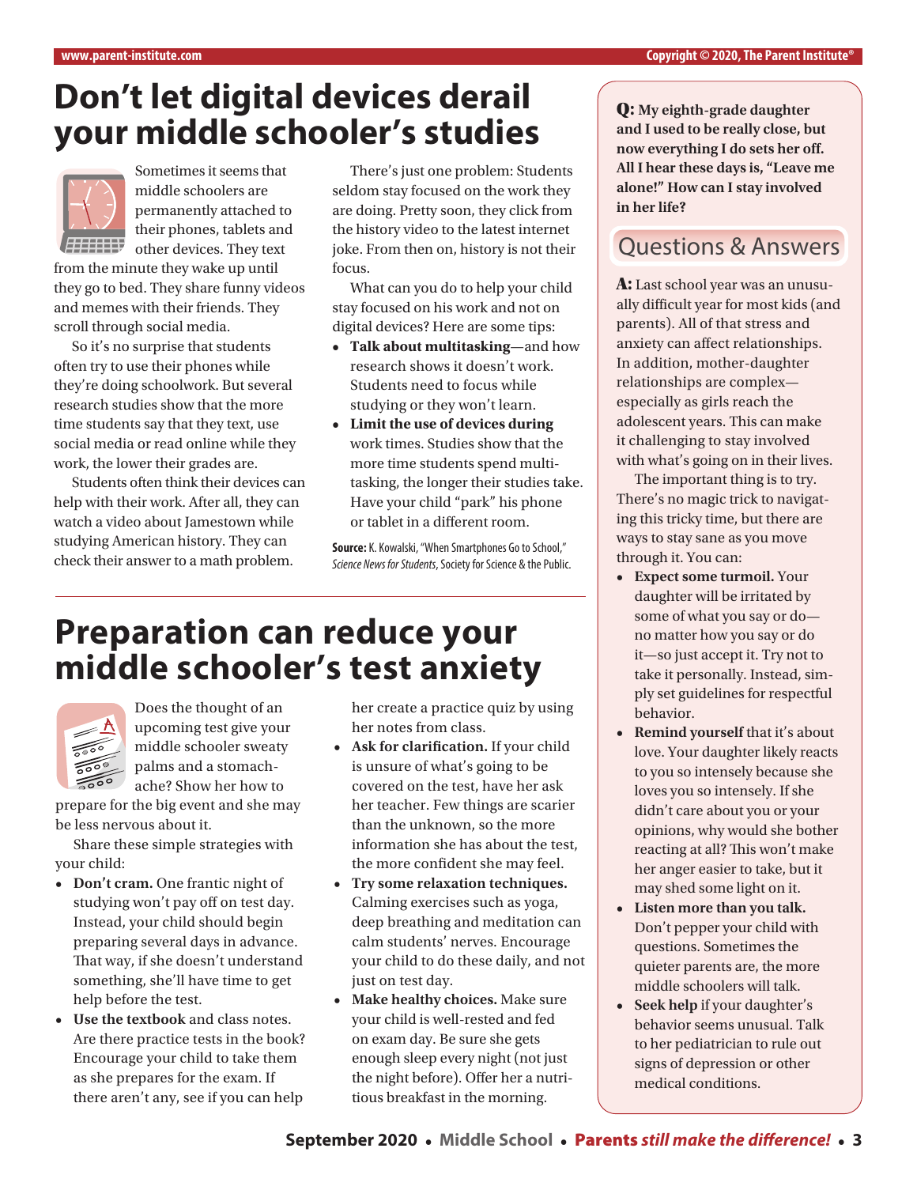# Don't let digital devices derail your middle schooler's studies

Sometimes it seems that middle schoolers are permanently attached to their phones, tablets and other devices. They text from the minute they wake up until they go to bed. They share funny videos and memes with their friends. They scroll through social media.

So it's no surprise that students often try to use their phones while they're doing schoolwork. But several research studies show that the more time students say that they text, use social media or read online while they work, the lower their grades are.

Students often think their devices can help with their work. After all, they can watch a video about Jamestown while studying American history. They can check their answer to a math problem.

There's just one problem: Students seldom stay focused on the work they are doing. Pretty soon, they click from the history video to the latest internet joke. From then on, history is not their focus.

What can you do to help your child stay focused on his work and not on digital devices? Here are some tips:

- **Talk about multitasking**—and how research shows it doesn't work. Students need to focus while studying or they won't learn.
- **Limit the use of devices during** work times. Studies show that the more time students spend multitasking, the longer their studies take. Have your child "park" his phone or tablet in a different room.

**Source:** K. Kowalski, "When Smartphones Go to School," *Science News for Students*, Society for Science & the Public.

# Preparation can reduce your middle schooler's test anxiety

Does the thought of an upcoming test give your middle schooler sweaty palms and a stomachache? Show her how to prepare for the big event and she may be less nervous about it.

Share these simple strategies with your child:

- **Don't cram.** One frantic night of studying won't pay off on test day. Instead, your child should begin preparing several days in advance. That way, if she doesn't understand something, she'll have time to get help before the test.
- **Use the textbook** and class notes. Are there practice tests in the book? Encourage your child to take them as she prepares for the exam. If there aren't any, see if you can help her create a practice quiz by using her notes from class.
- **Ask for clarification.** If your child is unsure of what's going to be covered on the test, have her ask her teacher. Few things are scarier than the unknown, so the more information she has about the test, the more confident she may feel.
- **Try some relaxation techniques.** Calming exercises such as yoga, deep breathing and meditation can calm students' nerves. Encourage your child to do these daily, and not just on test day.
- **Make healthy choices.** Make sure your child is well-rested and fed on exam day. Be sure she gets enough sleep every night (not just the night before). Offer her a nutritious breakfast in the morning.

## Questions & Answers

**Q: My eighth-grade daughter and I used to be really close, but now everything I do sets her off. All I hear these days is, "Leave me alone!" How can I stay involved in her life?**

**A:** Last school year was an unusually difficult year for most kids (and parents). All of that stress and anxiety can affect relationships. In addition, mother-daughter relationships are complex—especially as girls reach the adolescent years. This can make it challenging to stay involved with what's going on in their lives.

The important thing is to try. There's no magic trick to navigating this tricky time, but there are ways to stay sane as you move through it. You can:

- **Expect some turmoil.** Your daughter will be irritated by some of what you say or do—no matter how you say or do it—so just accept it. Try not to take it personally. Instead, simply set guidelines for respectful behavior.
- **Remind yourself** that it's about love. Your daughter likely reacts to you so intensely because she loves you so intensely. If she didn't care about you or your opinions, why would she bother reacting at all? This won't make her anger easier to take, but it may shed some light on it.
- **Listen more than you talk.** Don't pepper your child with questions. Sometimes the quieter parents are, the more middle schoolers will talk.
- **Seek help** if your daughter's behavior seems unusual. Talk to her pediatrician to rule out signs of depression or other medical conditions.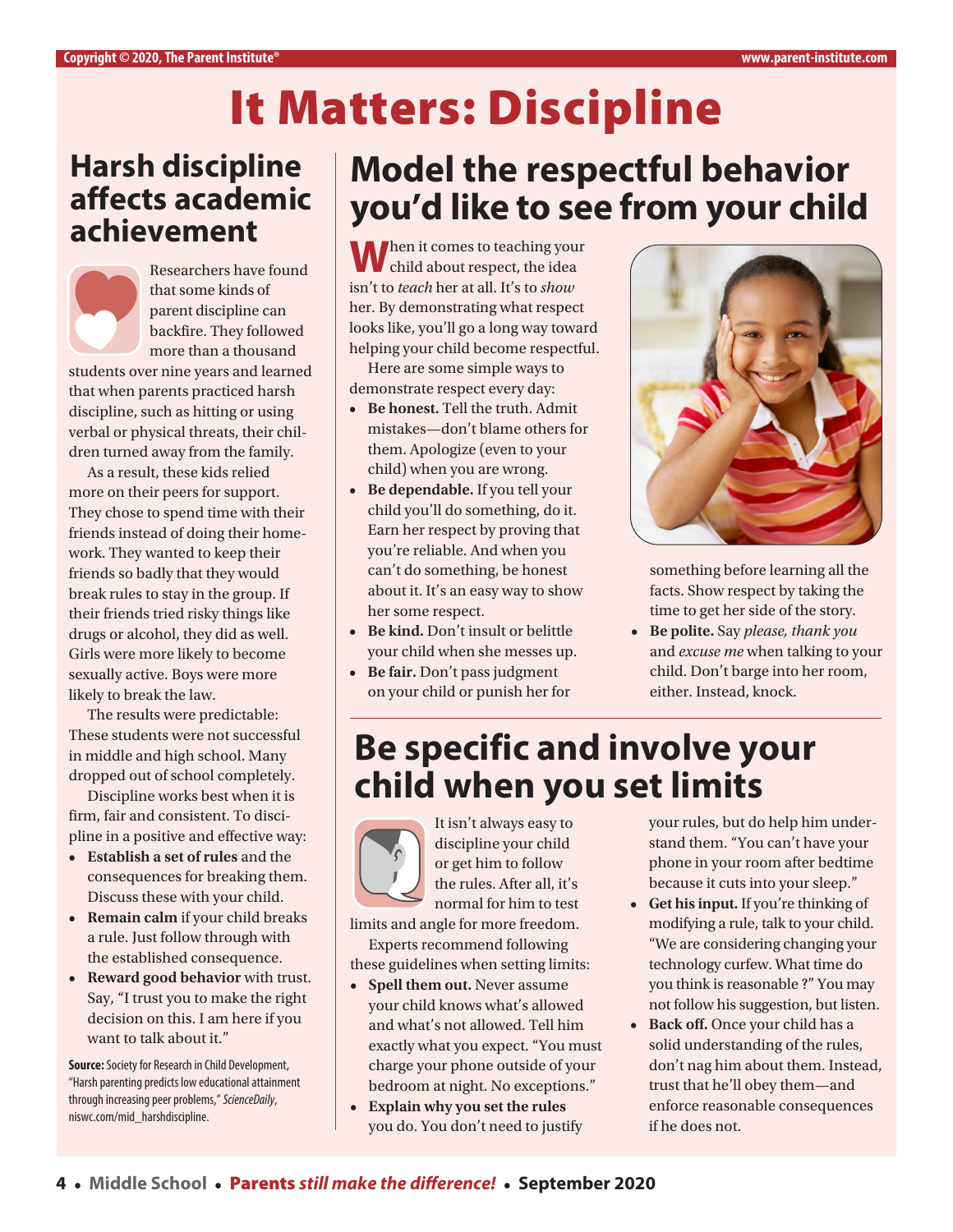# It Matters: Discipline

## Harsh discipline affects academic achievement

Researchers have found that some kinds of parent discipline can backfire. They followed more than a thousand students over nine years and learned that when parents practiced harsh discipline, such as hitting or using verbal or physical threats, their children turned away from the family.

As a result, these kids relied more on their peers for support. They chose to spend time with their friends instead of doing their homework. They wanted to keep their friends so badly that they would break rules to stay in the group. If their friends tried risky things like drugs or alcohol, they did as well. Girls were more likely to become sexually active. Boys were more likely to break the law.

The results were predictable: These students were not successful in middle and high school. Many dropped out of school completely.

Discipline works best when it is firm, fair and consistent. To discipline in a positive and effective way:

- **Establish a set of rules** and the consequences for breaking them. Discuss these with your child.
- **Remain calm** if your child breaks a rule. Just follow through with the established consequence.
- **Reward good behavior** with trust. Say, "I trust you to make the right decision on this. I am here if you want to talk about it."

**Source:** Society for Research in Child Development, "Harsh parenting predicts low educational attainment through increasing peer problems," *ScienceDaily*, niswc.com/mid_harshdiscipline.

## Model the respectful behavior you'd like to see from your child

When it comes to teaching your child about respect, the idea isn't to *teach* her at all. It's to *show* her. By demonstrating what respect looks like, you'll go a long way toward helping your child become respectful.

Here are some simple ways to demonstrate respect every day:

- **Be honest.** Tell the truth. Admit mistakes—don't blame others for them. Apologize (even to your child) when you are wrong.
- **Be dependable.** If you tell your child you'll do something, do it. Earn her respect by proving that you're reliable. And when you can't do something, be honest about it. It's an easy way to show her some respect.
- **Be kind.** Don't insult or belittle your child when she messes up.
- **Be fair.** Don't pass judgment on your child or punish her for something before learning all the facts. Show respect by taking the time to get her side of the story.
- **Be polite.** Say *please, thank you* and *excuse me* when talking to your child. Don't barge into her room, either. Instead, knock.

## Be specific and involve your child when you set limits

It isn't always easy to discipline your child or get him to follow the rules. After all, it's normal for him to test limits and angle for more freedom.

Experts recommend following these guidelines when setting limits:

- **Spell them out.** Never assume your child knows what's allowed and what's not allowed. Tell him exactly what you expect. "You must charge your phone outside of your bedroom at night. No exceptions."
- **Explain why you set the rules** you do. You don't need to justify your rules, but do help him understand them. "You can't have your phone in your room after bedtime because it cuts into your sleep."
- **Get his input.** If you're thinking of modifying a rule, talk to your child. "We are considering changing your technology curfew. What time do you think is reasonable ?" You may not follow his suggestion, but listen.
- **Back off.** Once your child has a solid understanding of the rules, don't nag him about them. Instead, trust that he'll obey them—and enforce reasonable consequences if he does not.